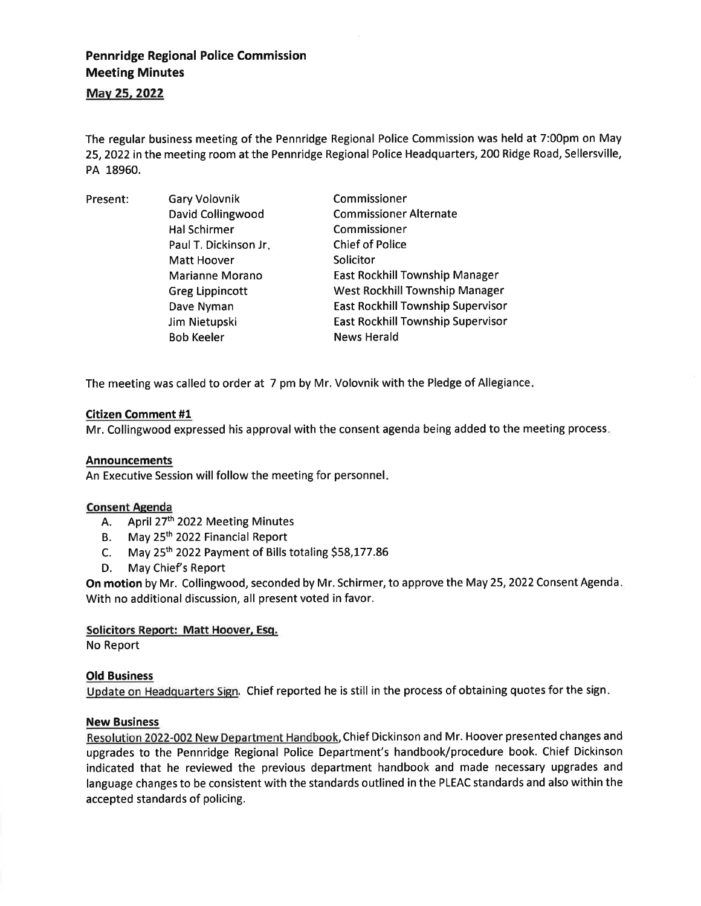**Pennridge Regional Police Commission**
**Meeting Minutes**

**May 25, 2022**

The regular business meeting of the Pennridge Regional Police Commission was held at 7:00pm on May 25, 2022 in the meeting room at the Pennridge Regional Police Headquarters, 200 Ridge Road, Sellersville, PA 18960.

| Present: | Gary Volovnik | Commissioner |
|---|---|---|
| | David Collingwood | Commissioner Alternate |
| | Hal Schirmer | Commissioner |
| | Paul T. Dickinson Jr. | Chief of Police |
| | Matt Hoover | Solicitor |
| | Marianne Morano | East Rockhill Township Manager |
| | Greg Lippincott | West Rockhill Township Manager |
| | Dave Nyman | East Rockhill Township Supervisor |
| | Jim Nietupski | East Rockhill Township Supervisor |
| | Bob Keeler | News Herald |

The meeting was called to order at 7 pm by Mr. Volovnik with the Pledge of Allegiance.

**Citizen Comment #1**

Mr. Collingwood expressed his approval with the consent agenda being added to the meeting process.

**Announcements**

An Executive Session will follow the meeting for personnel.

**Consent Agenda**

A. April 27th 2022 Meeting Minutes
B. May 25th 2022 Financial Report
C. May 25th 2022 Payment of Bills totaling $58,177.86
D. May Chief's Report

**On motion** by Mr. Collingwood, seconded by Mr. Schirmer, to approve the May 25, 2022 Consent Agenda. With no additional discussion, all present voted in favor.

**Solicitors Report: Matt Hoover, Esq.**

No Report

**Old Business**

Update on Headquarters Sign. Chief reported he is still in the process of obtaining quotes for the sign.

**New Business**

Resolution 2022-002 New Department Handbook, Chief Dickinson and Mr. Hoover presented changes and upgrades to the Pennridge Regional Police Department's handbook/procedure book. Chief Dickinson indicated that he reviewed the previous department handbook and made necessary upgrades and language changes to be consistent with the standards outlined in the PLEAC standards and also within the accepted standards of policing.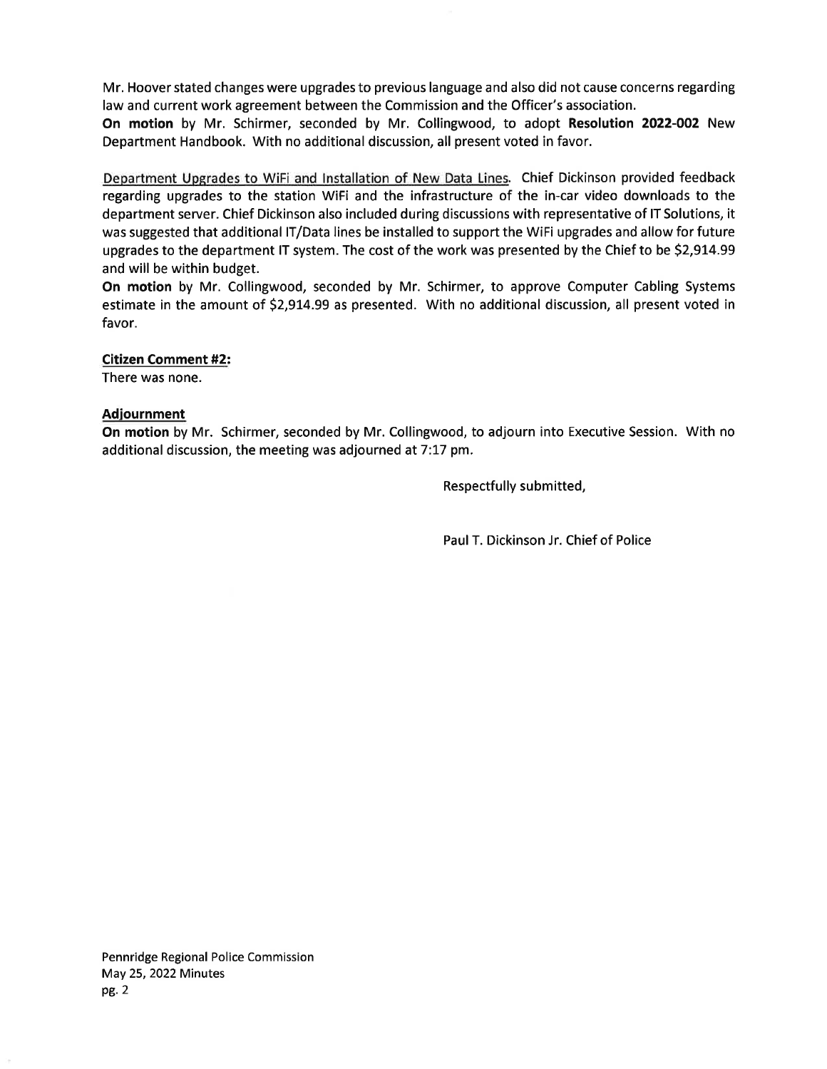Mr. Hoover stated changes were upgrades to previous language and also did not cause concerns regarding law and current work agreement between the Commission and the Officer's association.

**On motion** by Mr. Schirmer, seconded by Mr. Collingwood, to adopt **Resolution 2022-002** New Department Handbook. With no additional discussion, all present voted in favor.

Department Upgrades to WiFi and Installation of New Data Lines. Chief Dickinson provided feedback regarding upgrades to the station WiFi and the infrastructure of the in-car video downloads to the department server. Chief Dickinson also included during discussions with representative of IT Solutions, it was suggested that additional IT/Data lines be installed to support the WiFi upgrades and allow for future upgrades to the department IT system. The cost of the work was presented by the Chief to be $2,914.99 and will be within budget.

**On motion** by Mr. Collingwood, seconded by Mr. Schirmer, to approve Computer Cabling Systems estimate in the amount of $2,914.99 as presented. With no additional discussion, all present voted in favor.

**Citizen Comment #2:**

There was none.

**Adjournment**

**On motion** by Mr. Schirmer, seconded by Mr. Collingwood, to adjourn into Executive Session. With no additional discussion, the meeting was adjourned at 7:17 pm.

Respectfully submitted,

Paul T. Dickinson Jr. Chief of Police